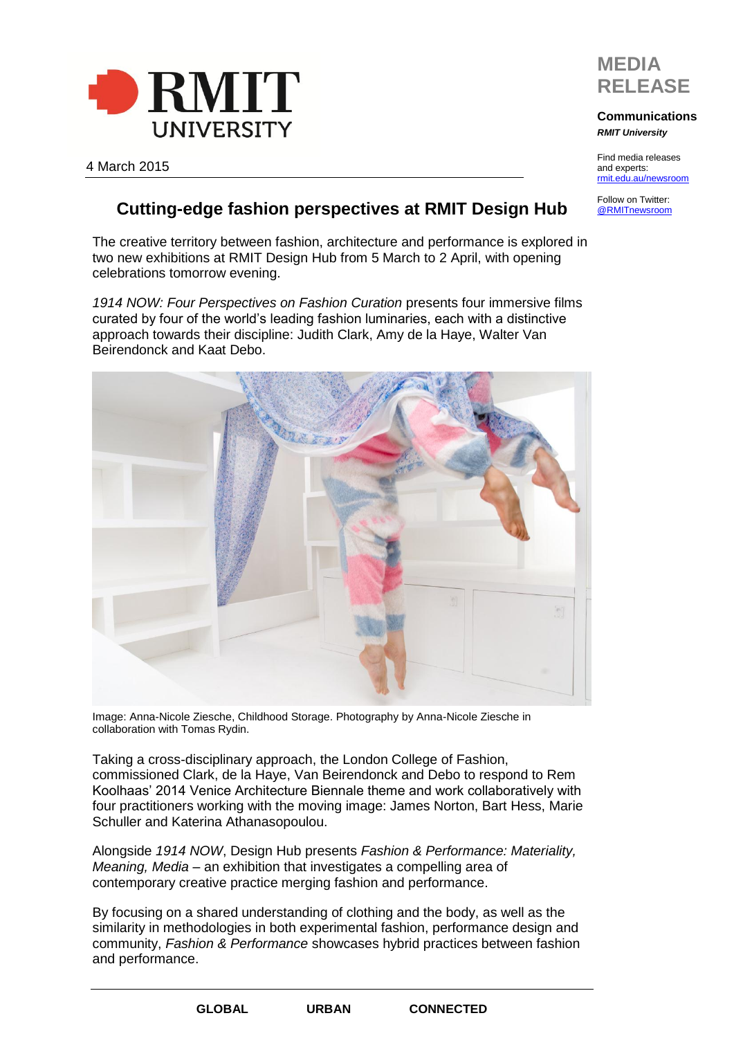RMIT UNIVERSITY

4 March 2015

**MEDIA RELEASE**

**Communications**
***RMIT University***

Find media releases and experts: rmit.edu.au/newsroom

Follow on Twitter: @RMITnewsroom

## Cutting-edge fashion perspectives at RMIT Design Hub

The creative territory between fashion, architecture and performance is explored in two new exhibitions at RMIT Design Hub from 5 March to 2 April, with opening celebrations tomorrow evening.

*1914 NOW: Four Perspectives on Fashion Curation* presents four immersive films curated by four of the world's leading fashion luminaries, each with a distinctive approach towards their discipline: Judith Clark, Amy de la Haye, Walter Van Beirendonck and Kaat Debo.

Image: Anna-Nicole Ziesche, Childhood Storage. Photography by Anna-Nicole Ziesche in collaboration with Tomas Rydin.

Taking a cross-disciplinary approach, the London College of Fashion, commissioned Clark, de la Haye, Van Beirendonck and Debo to respond to Rem Koolhaas' 2014 Venice Architecture Biennale theme and work collaboratively with four practitioners working with the moving image: James Norton, Bart Hess, Marie Schuller and Katerina Athanasopoulou.

Alongside *1914 NOW*, Design Hub presents *Fashion & Performance: Materiality, Meaning, Media* – an exhibition that investigates a compelling area of contemporary creative practice merging fashion and performance.

By focusing on a shared understanding of clothing and the body, as well as the similarity in methodologies in both experimental fashion, performance design and community, *Fashion & Performance* showcases hybrid practices between fashion and performance.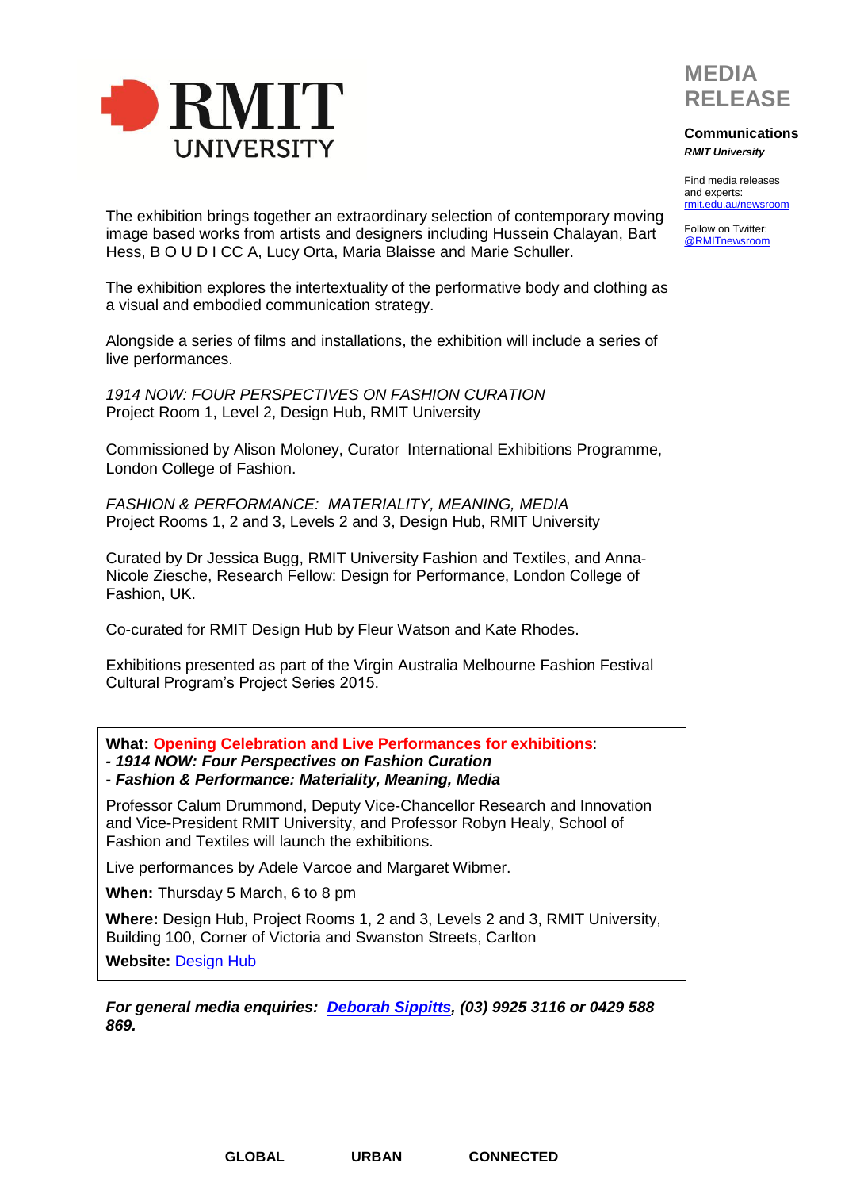# MEDIA RELEASE

**Communications**
***RMIT University***

Find media releases and experts: [rmit.edu.au/newsroom](rmit.edu.au/newsroom)

Follow on Twitter: [@RMITnewsroom](@RMITnewsroom)

The exhibition brings together an extraordinary selection of contemporary moving image based works from artists and designers including Hussein Chalayan, Bart Hess, B O U D I CC A, Lucy Orta, Maria Blaisse and Marie Schuller.

The exhibition explores the intertextuality of the performative body and clothing as a visual and embodied communication strategy.

Alongside a series of films and installations, the exhibition will include a series of live performances.

*1914 NOW: FOUR PERSPECTIVES ON FASHION CURATION*
Project Room 1, Level 2, Design Hub, RMIT University

Commissioned by Alison Moloney, Curator International Exhibitions Programme, London College of Fashion.

*FASHION & PERFORMANCE: MATERIALITY, MEANING, MEDIA*
Project Rooms 1, 2 and 3, Levels 2 and 3, Design Hub, RMIT University

Curated by Dr Jessica Bugg, RMIT University Fashion and Textiles, and Anna-Nicole Ziesche, Research Fellow: Design for Performance, London College of Fashion, UK.

Co-curated for RMIT Design Hub by Fleur Watson and Kate Rhodes.

Exhibitions presented as part of the Virgin Australia Melbourne Fashion Festival Cultural Program's Project Series 2015.

**What: Opening Celebration and Live Performances for exhibitions**:
***- 1914 NOW: Four Perspectives on Fashion Curation***
***- Fashion & Performance: Materiality, Meaning, Media***

Professor Calum Drummond, Deputy Vice-Chancellor Research and Innovation and Vice-President RMIT University, and Professor Robyn Healy, School of Fashion and Textiles will launch the exhibitions.

Live performances by Adele Varcoe and Margaret Wibmer.

**When:** Thursday 5 March, 6 to 8 pm

**Where:** Design Hub, Project Rooms 1, 2 and 3, Levels 2 and 3, RMIT University, Building 100, Corner of Victoria and Swanston Streets, Carlton

**Website:** [Design Hub]

***For general media enquiries: [Deborah Sippitts], (03) 9925 3116 or 0429 588 869.***

**GLOBAL URBAN CONNECTED**